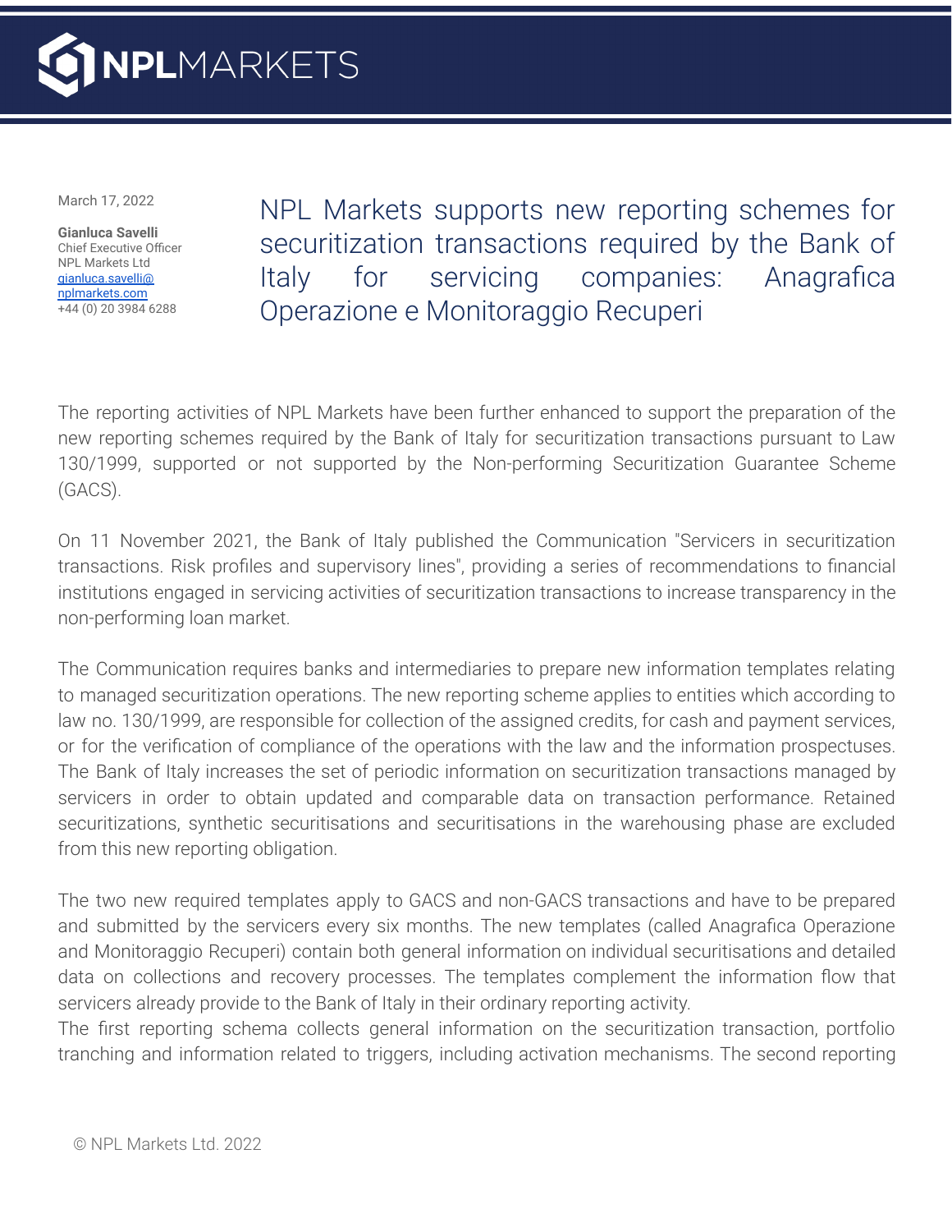NPL MARKETS

March 17, 2022

**Gianluca Savelli**
Chief Executive Officer
NPL Markets Ltd
gianluca.savelli@nplmarkets.com
+44 (0) 20 3984 6288

# NPL Markets supports new reporting schemes for securitization transactions required by the Bank of Italy for servicing companies: Anagrafica Operazione e Monitoraggio Recuperi

The reporting activities of NPL Markets have been further enhanced to support the preparation of the new reporting schemes required by the Bank of Italy for securitization transactions pursuant to Law 130/1999, supported or not supported by the Non-performing Securitization Guarantee Scheme (GACS).

On 11 November 2021, the Bank of Italy published the Communication "Servicers in securitization transactions. Risk profiles and supervisory lines", providing a series of recommendations to financial institutions engaged in servicing activities of securitization transactions to increase transparency in the non-performing loan market.

The Communication requires banks and intermediaries to prepare new information templates relating to managed securitization operations. The new reporting scheme applies to entities which according to law no. 130/1999, are responsible for collection of the assigned credits, for cash and payment services, or for the verification of compliance of the operations with the law and the information prospectuses. The Bank of Italy increases the set of periodic information on securitization transactions managed by servicers in order to obtain updated and comparable data on transaction performance. Retained securitizations, synthetic securitisations and securitisations in the warehousing phase are excluded from this new reporting obligation.

The two new required templates apply to GACS and non-GACS transactions and have to be prepared and submitted by the servicers every six months. The new templates (called Anagrafica Operazione and Monitoraggio Recuperi) contain both general information on individual securitisations and detailed data on collections and recovery processes. The templates complement the information flow that servicers already provide to the Bank of Italy in their ordinary reporting activity.
The first reporting schema collects general information on the securitization transaction, portfolio tranching and information related to triggers, including activation mechanisms. The second reporting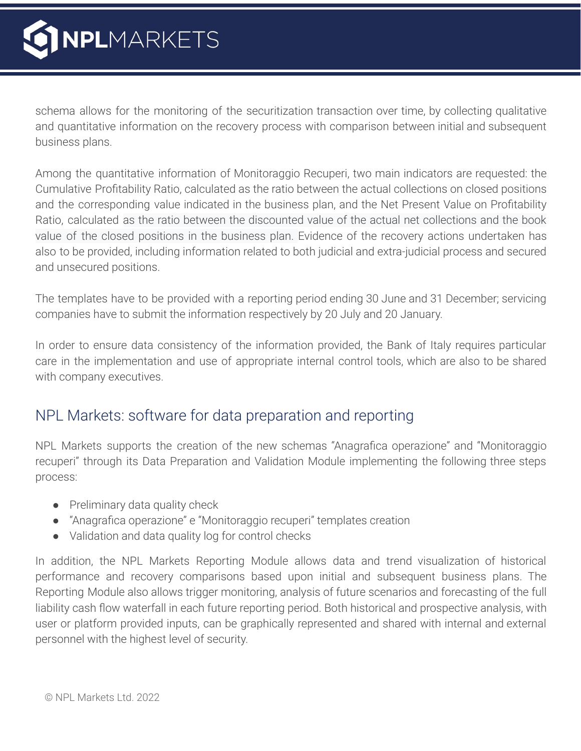schema allows for the monitoring of the securitization transaction over time, by collecting qualitative and quantitative information on the recovery process with comparison between initial and subsequent business plans.

Among the quantitative information of Monitoraggio Recuperi, two main indicators are requested: the Cumulative Profitability Ratio, calculated as the ratio between the actual collections on closed positions and the corresponding value indicated in the business plan, and the Net Present Value on Profitability Ratio, calculated as the ratio between the discounted value of the actual net collections and the book value of the closed positions in the business plan. Evidence of the recovery actions undertaken has also to be provided, including information related to both judicial and extra-judicial process and secured and unsecured positions.

The templates have to be provided with a reporting period ending 30 June and 31 December; servicing companies have to submit the information respectively by 20 July and 20 January.

In order to ensure data consistency of the information provided, the Bank of Italy requires particular care in the implementation and use of appropriate internal control tools, which are also to be shared with company executives.

## NPL Markets: software for data preparation and reporting

NPL Markets supports the creation of the new schemas "Anagrafica operazione" and "Monitoraggio recuperi" through its Data Preparation and Validation Module implementing the following three steps process:

- Preliminary data quality check
- "Anagrafica operazione" e "Monitoraggio recuperi" templates creation
- Validation and data quality log for control checks

In addition, the NPL Markets Reporting Module allows data and trend visualization of historical performance and recovery comparisons based upon initial and subsequent business plans. The Reporting Module also allows trigger monitoring, analysis of future scenarios and forecasting of the full liability cash flow waterfall in each future reporting period. Both historical and prospective analysis, with user or platform provided inputs, can be graphically represented and shared with internal and external personnel with the highest level of security.

© NPL Markets Ltd. 2022